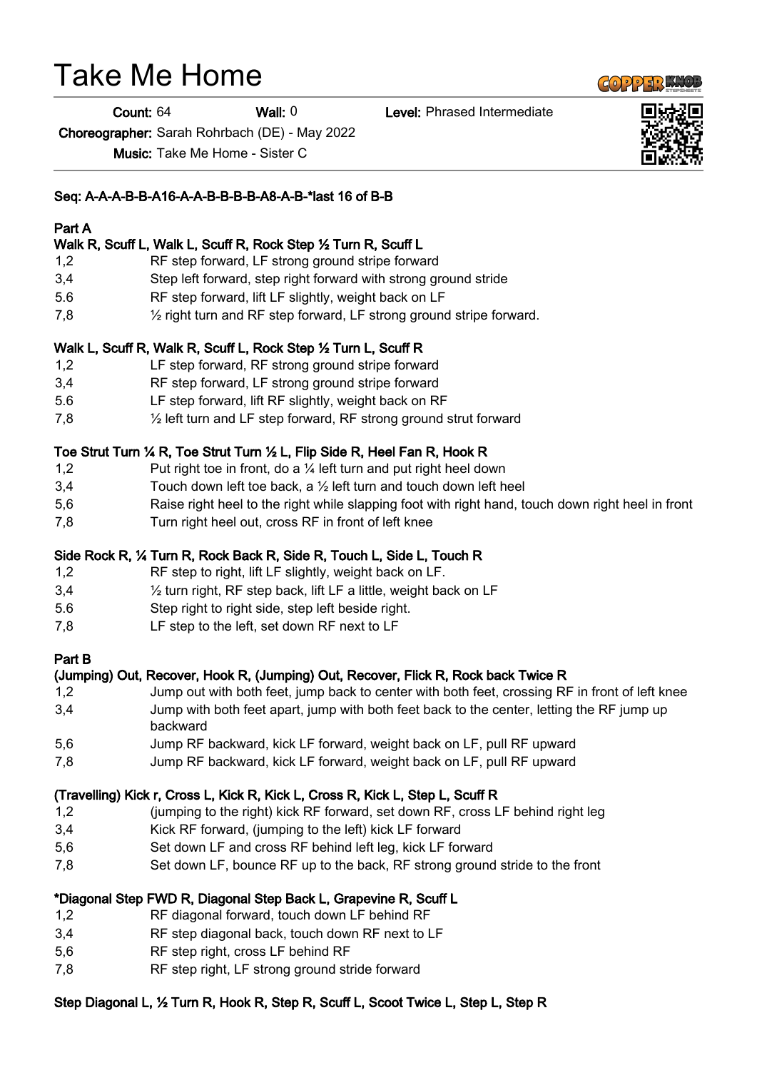# Take Me Home

**Count:** 64 **Wall:** 0 **Level:** Phrased Intermediate

**Choreographer:** Sarah Rohrbach (DE) - May 2022

**Music:** Take Me Home - Sister C

**Seq: A-A-A-B-B-A16-A-A-B-B-B-B-A8-A-B-*last 16 of B-B**

**Part A**

**Walk R, Scuff L, Walk L, Scuff R, Rock Step ½ Turn R, Scuff L**

| | |
|---|---|
| 1,2 | RF step forward, LF strong ground stripe forward |
| 3,4 | Step left forward, step right forward with strong ground stride |
| 5.6 | RF step forward, lift LF slightly, weight back on LF |
| 7,8 | ½ right turn and RF step forward, LF strong ground stripe forward. |

**Walk L, Scuff R, Walk R, Scuff L, Rock Step ½ Turn L, Scuff R**

| | |
|---|---|
| 1,2 | LF step forward, RF strong ground stripe forward |
| 3,4 | RF step forward, LF strong ground stripe forward |
| 5.6 | LF step forward, lift RF slightly, weight back on RF |
| 7,8 | ½ left turn and LF step forward, RF strong ground strut forward |

**Toe Strut Turn ¼ R, Toe Strut Turn ½ L, Flip Side R, Heel Fan R, Hook R**

| | |
|---|---|
| 1,2 | Put right toe in front, do a ¼ left turn and put right heel down |
| 3,4 | Touch down left toe back, a ½ left turn and touch down left heel |
| 5,6 | Raise right heel to the right while slapping foot with right hand, touch down right heel in front |
| 7,8 | Turn right heel out, cross RF in front of left knee |

**Side Rock R, ¼ Turn R, Rock Back R, Side R, Touch L, Side L, Touch R**

| | |
|---|---|
| 1,2 | RF step to right, lift LF slightly, weight back on LF. |
| 3,4 | ½ turn right, RF step back, lift LF a little, weight back on LF |
| 5.6 | Step right to right side, step left beside right. |
| 7,8 | LF step to the left, set down RF next to LF |

**Part B**

**(Jumping) Out, Recover, Hook R, (Jumping) Out, Recover, Flick R, Rock back Twice R**

| | |
|---|---|
| 1,2 | Jump out with both feet, jump back to center with both feet, crossing RF in front of left knee |
| 3,4 | Jump with both feet apart, jump with both feet back to the center, letting the RF jump up backward |
| 5,6 | Jump RF backward, kick LF forward, weight back on LF, pull RF upward |
| 7,8 | Jump RF backward, kick LF forward, weight back on LF, pull RF upward |

**(Travelling) Kick r, Cross L, Kick R, Kick L, Cross R, Kick L, Step L, Scuff R**

| | |
|---|---|
| 1,2 | (jumping to the right) kick RF forward, set down RF, cross LF behind right leg |
| 3,4 | Kick RF forward, (jumping to the left) kick LF forward |
| 5,6 | Set down LF and cross RF behind left leg, kick LF forward |
| 7,8 | Set down LF, bounce RF up to the back, RF strong ground stride to the front |

***Diagonal Step FWD R, Diagonal Step Back L, Grapevine R, Scuff L**

| | |
|---|---|
| 1,2 | RF diagonal forward, touch down LF behind RF |
| 3,4 | RF step diagonal back, touch down RF next to LF |
| 5,6 | RF step right, cross LF behind RF |
| 7,8 | RF step right, LF strong ground stride forward |

**Step Diagonal L, ½ Turn R, Hook R, Step R, Scuff L, Scoot Twice L, Step L, Step R**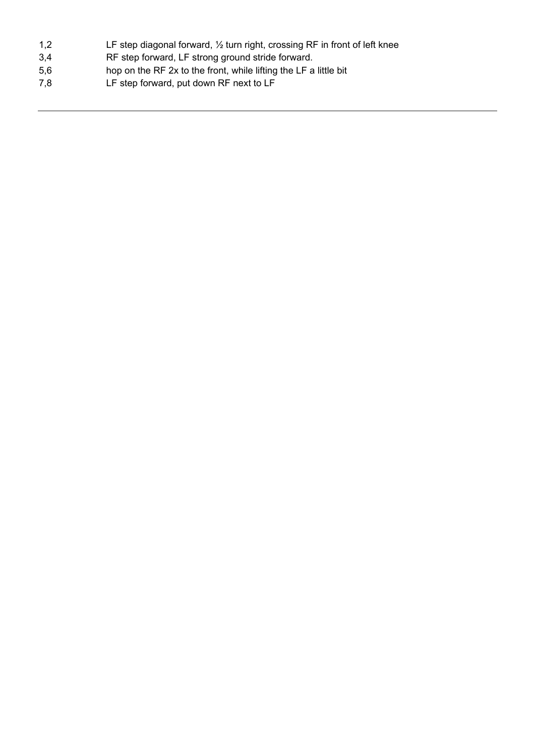| | |
|---|---|
| 1,2 | LF step diagonal forward, ½ turn right, crossing RF in front of left knee |
| 3,4 | RF step forward, LF strong ground stride forward. |
| 5,6 | hop on the RF 2x to the front, while lifting the LF a little bit |
| 7,8 | LF step forward, put down RF next to LF |

---